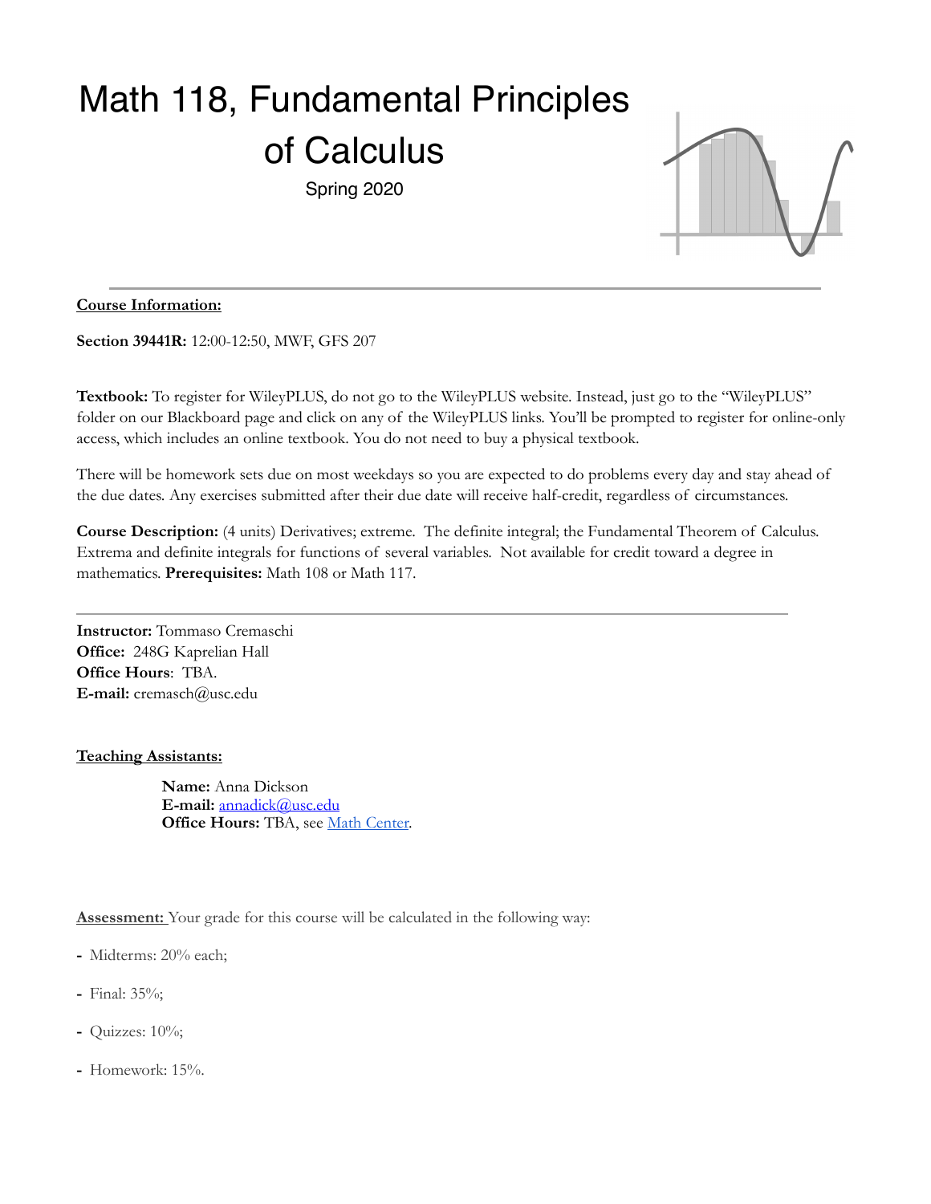# Math 118, Fundamental Principles of Calculus

Spring 2020

**Course Information:**

**Section 39441R:** 12:00-12:50, MWF, GFS 207

**Textbook:** To register for WileyPLUS, do not go to the WileyPLUS website. Instead, just go to the "WileyPLUS" folder on our Blackboard page and click on any of the WileyPLUS links. You'll be prompted to register for online-only access, which includes an online textbook. You do not need to buy a physical textbook.

There will be homework sets due on most weekdays so you are expected to do problems every day and stay ahead of the due dates. Any exercises submitted after their due date will receive half-credit, regardless of circumstances.

**Course Description:** (4 units) Derivatives; extreme. The definite integral; the Fundamental Theorem of Calculus. Extrema and definite integrals for functions of several variables. Not available for credit toward a degree in mathematics. **Prerequisites:** Math 108 or Math 117.

---

**Instructor:** Tommaso Cremaschi
**Office:** 248G Kaprelian Hall
**Office Hours**: TBA.
**E-mail:** cremasch@usc.edu

**Teaching Assistants:**

**Name:** Anna Dickson
**E-mail:** annadick@usc.edu
**Office Hours:** TBA, see Math Center.

**Assessment:** Your grade for this course will be calculated in the following way:

- Midterms: 20% each;
- Final: 35%;
- Quizzes: 10%;
- Homework: 15%.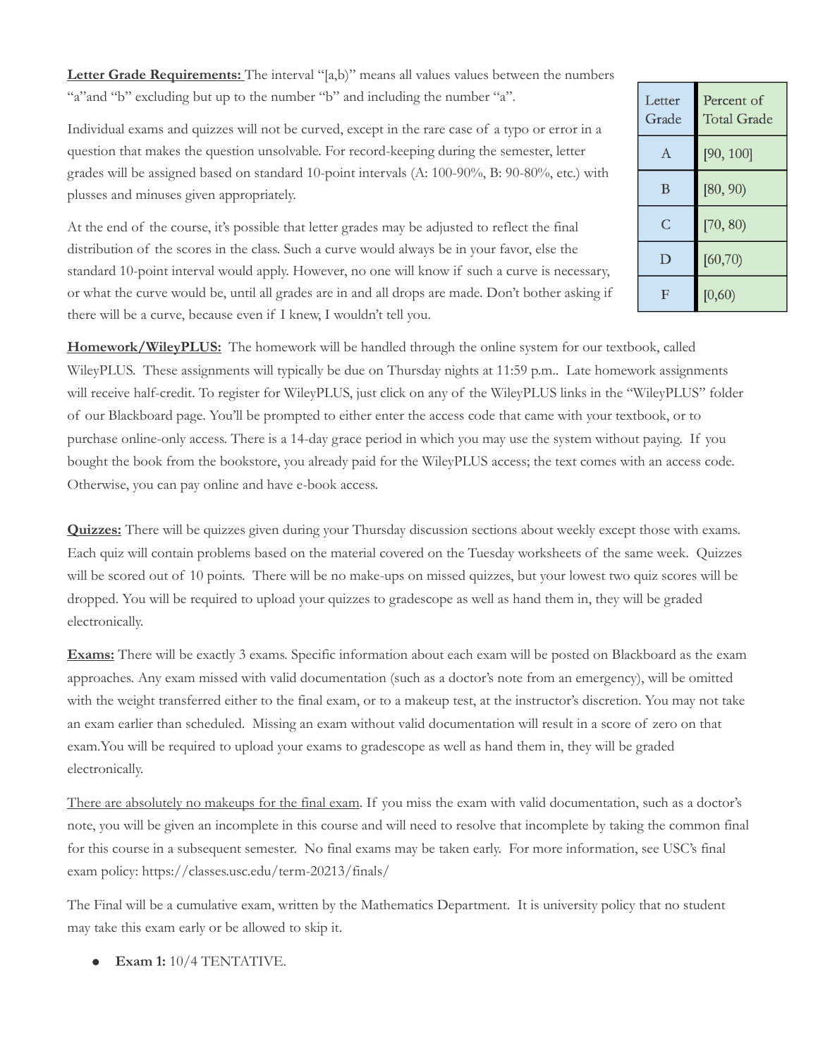**Letter Grade Requirements:** The interval "[a,b)" means all values values between the numbers "a"and "b" excluding but up to the number "b" and including the number "a".

Individual exams and quizzes will not be curved, except in the rare case of a typo or error in a question that makes the question unsolvable. For record-keeping during the semester, letter grades will be assigned based on standard 10-point intervals (A: 100-90%, B: 90-80%, etc.) with plusses and minuses given appropriately.

At the end of the course, it's possible that letter grades may be adjusted to reflect the final distribution of the scores in the class. Such a curve would always be in your favor, else the standard 10-point interval would apply. However, no one will know if such a curve is necessary, or what the curve would be, until all grades are in and all drops are made. Don't bother asking if there will be a curve, because even if I knew, I wouldn't tell you.

| Letter Grade | Percent of Total Grade |
|---|---|
| A | [90, 100] |
| B | [80, 90) |
| C | [70, 80) |
| D | [60,70) |
| F | [0,60) |

**Homework/WileyPLUS:** The homework will be handled through the online system for our textbook, called WileyPLUS. These assignments will typically be due on Thursday nights at 11:59 p.m.. Late homework assignments will receive half-credit. To register for WileyPLUS, just click on any of the WileyPLUS links in the "WileyPLUS" folder of our Blackboard page. You'll be prompted to either enter the access code that came with your textbook, or to purchase online-only access. There is a 14-day grace period in which you may use the system without paying. If you bought the book from the bookstore, you already paid for the WileyPLUS access; the text comes with an access code. Otherwise, you can pay online and have e-book access.

**Quizzes:** There will be quizzes given during your Thursday discussion sections about weekly except those with exams. Each quiz will contain problems based on the material covered on the Tuesday worksheets of the same week. Quizzes will be scored out of 10 points. There will be no make-ups on missed quizzes, but your lowest two quiz scores will be dropped. You will be required to upload your quizzes to gradescope as well as hand them in, they will be graded electronically.

**Exams:** There will be exactly 3 exams. Specific information about each exam will be posted on Blackboard as the exam approaches. Any exam missed with valid documentation (such as a doctor's note from an emergency), will be omitted with the weight transferred either to the final exam, or to a makeup test, at the instructor's discretion. You may not take an exam earlier than scheduled. Missing an exam without valid documentation will result in a score of zero on that exam.You will be required to upload your exams to gradescope as well as hand them in, they will be graded electronically.

<u>There are absolutely no makeups for the final exam</u>. If you miss the exam with valid documentation, such as a doctor's note, you will be given an incomplete in this course and will need to resolve that incomplete by taking the common final for this course in a subsequent semester. No final exams may be taken early. For more information, see USC's final exam policy: https://classes.usc.edu/term-20213/finals/

The Final will be a cumulative exam, written by the Mathematics Department. It is university policy that no student may take this exam early or be allowed to skip it.

- **Exam 1:** 10/4 TENTATIVE.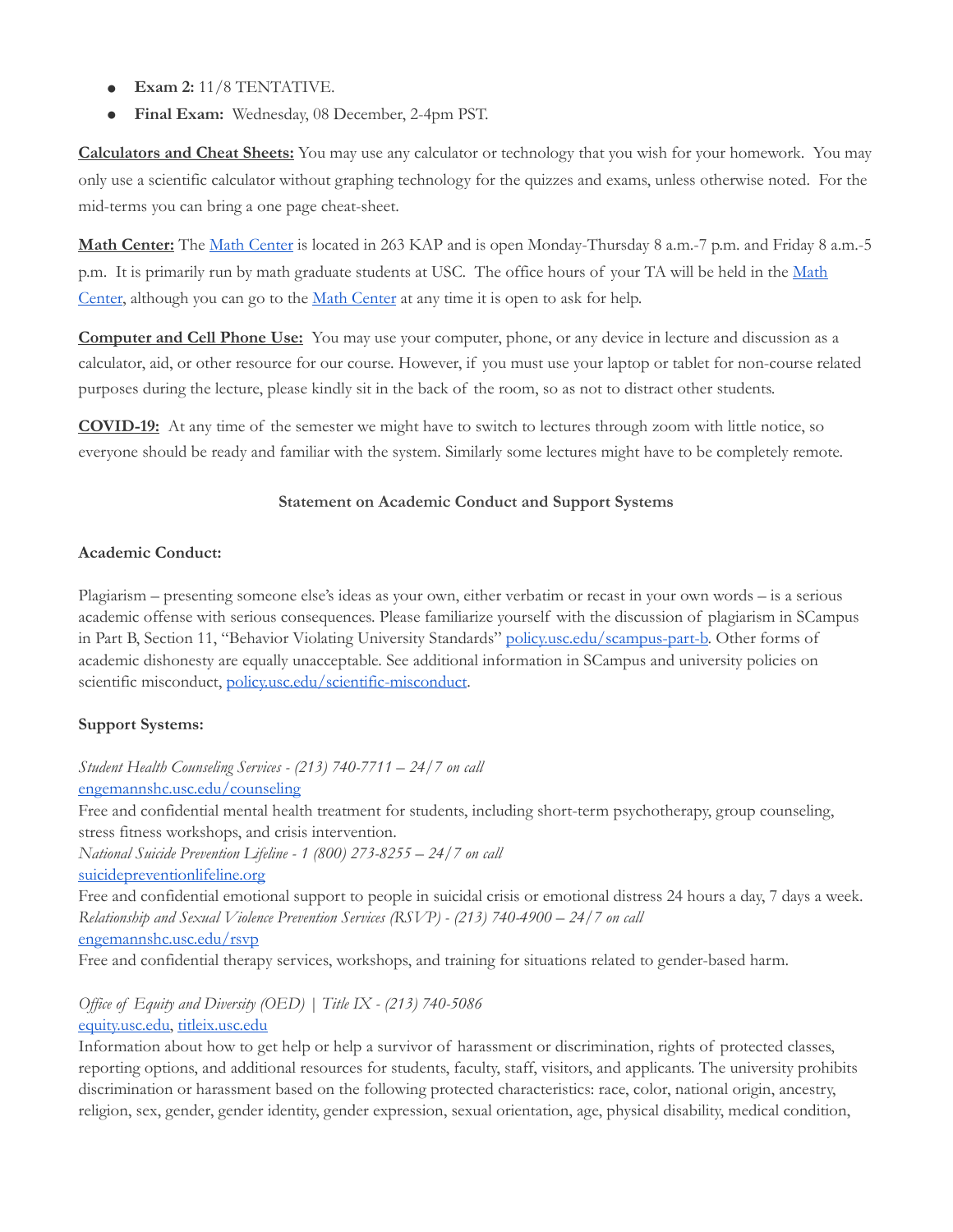- **Exam 2:** 11/8 TENTATIVE.
- **Final Exam:** Wednesday, 08 December, 2-4pm PST.

**Calculators and Cheat Sheets:** You may use any calculator or technology that you wish for your homework. You may only use a scientific calculator without graphing technology for the quizzes and exams, unless otherwise noted. For the mid-terms you can bring a one page cheat-sheet.

**Math Center:** The Math Center is located in 263 KAP and is open Monday-Thursday 8 a.m.-7 p.m. and Friday 8 a.m.-5 p.m. It is primarily run by math graduate students at USC. The office hours of your TA will be held in the Math Center, although you can go to the Math Center at any time it is open to ask for help.

**Computer and Cell Phone Use:** You may use your computer, phone, or any device in lecture and discussion as a calculator, aid, or other resource for our course. However, if you must use your laptop or tablet for non-course related purposes during the lecture, please kindly sit in the back of the room, so as not to distract other students.

**COVID-19:** At any time of the semester we might have to switch to lectures through zoom with little notice, so everyone should be ready and familiar with the system. Similarly some lectures might have to be completely remote.

## Statement on Academic Conduct and Support Systems

### Academic Conduct:

Plagiarism – presenting someone else's ideas as your own, either verbatim or recast in your own words – is a serious academic offense with serious consequences. Please familiarize yourself with the discussion of plagiarism in SCampus in Part B, Section 11, "Behavior Violating University Standards" policy.usc.edu/scampus-part-b. Other forms of academic dishonesty are equally unacceptable. See additional information in SCampus and university policies on scientific misconduct, policy.usc.edu/scientific-misconduct.

### Support Systems:

*Student Health Counseling Services - (213) 740-7711 – 24/7 on call*
engemannshc.usc.edu/counseling
Free and confidential mental health treatment for students, including short-term psychotherapy, group counseling, stress fitness workshops, and crisis intervention.
*National Suicide Prevention Lifeline - 1 (800) 273-8255 – 24/7 on call*
suicidepreventionlifeline.org
Free and confidential emotional support to people in suicidal crisis or emotional distress 24 hours a day, 7 days a week.
*Relationship and Sexual Violence Prevention Services (RSVP) - (213) 740-4900 – 24/7 on call*
engemannshc.usc.edu/rsvp
Free and confidential therapy services, workshops, and training for situations related to gender-based harm.

*Office of Equity and Diversity (OED) | Title IX - (213) 740-5086*
equity.usc.edu, titleix.usc.edu
Information about how to get help or help a survivor of harassment or discrimination, rights of protected classes, reporting options, and additional resources for students, faculty, staff, visitors, and applicants. The university prohibits discrimination or harassment based on the following protected characteristics: race, color, national origin, ancestry, religion, sex, gender, gender identity, gender expression, sexual orientation, age, physical disability, medical condition,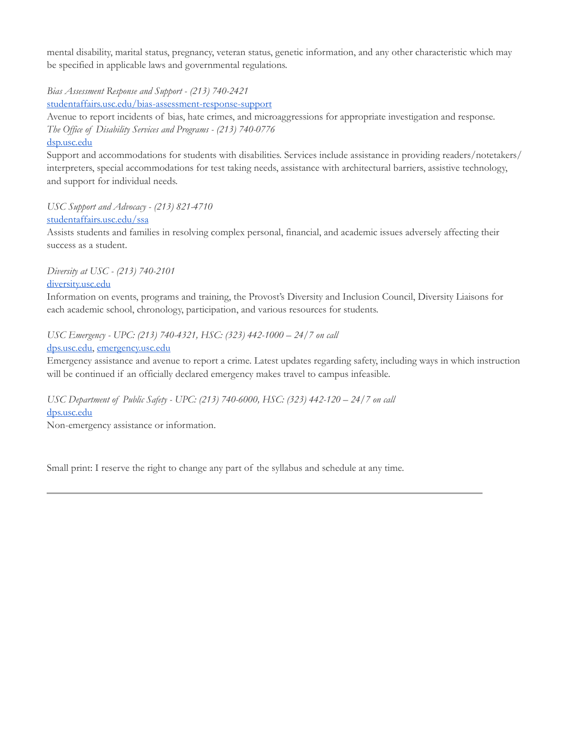mental disability, marital status, pregnancy, veteran status, genetic information, and any other characteristic which may be specified in applicable laws and governmental regulations.

*Bias Assessment Response and Support - (213) 740-2421*
[studentaffairs.usc.edu/bias-assessment-response-support](studentaffairs.usc.edu/bias-assessment-response-support)
Avenue to report incidents of bias, hate crimes, and microaggressions for appropriate investigation and response.
*The Office of Disability Services and Programs - (213) 740-0776*
[dsp.usc.edu](dsp.usc.edu)
Support and accommodations for students with disabilities. Services include assistance in providing readers/notetakers/ interpreters, special accommodations for test taking needs, assistance with architectural barriers, assistive technology, and support for individual needs.

*USC Support and Advocacy - (213) 821-4710*
[studentaffairs.usc.edu/ssa](studentaffairs.usc.edu/ssa)
Assists students and families in resolving complex personal, financial, and academic issues adversely affecting their success as a student.

*Diversity at USC - (213) 740-2101*
[diversity.usc.edu](diversity.usc.edu)
Information on events, programs and training, the Provost's Diversity and Inclusion Council, Diversity Liaisons for each academic school, chronology, participation, and various resources for students.

*USC Emergency - UPC: (213) 740-4321, HSC: (323) 442-1000 – 24/7 on call*
[dps.usc.edu](dps.usc.edu), [emergency.usc.edu](emergency.usc.edu)
Emergency assistance and avenue to report a crime. Latest updates regarding safety, including ways in which instruction will be continued if an officially declared emergency makes travel to campus infeasible.

*USC Department of Public Safety - UPC: (213) 740-6000, HSC: (323) 442-120 – 24/7 on call*
[dps.usc.edu](dps.usc.edu)
Non-emergency assistance or information.

Small print: I reserve the right to change any part of the syllabus and schedule at any time.

---